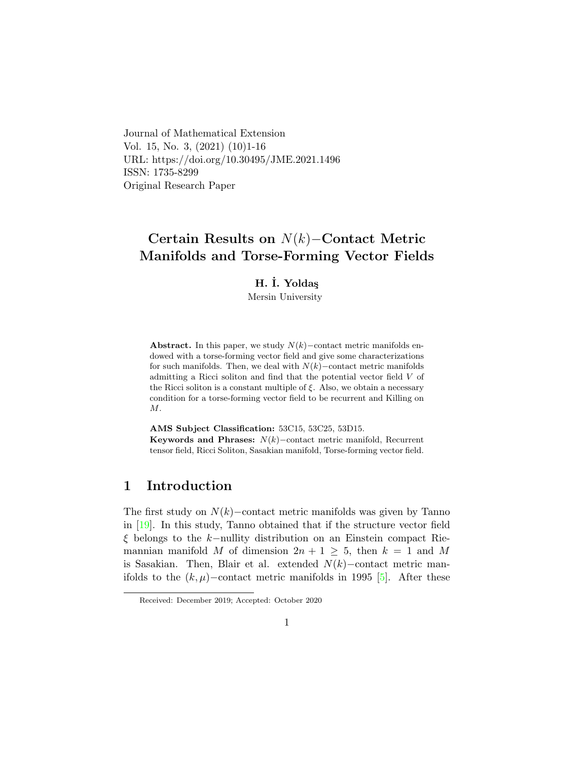Journal of Mathematical Extension
Vol. 15, No. 3, (2021) (10)1-16
URL: https://doi.org/10.30495/JME.2021.1496
ISSN: 1735-8299
Original Research Paper

# Certain Results on $N(k)-$Contact Metric Manifolds and Torse-Forming Vector Fields

**H. İ. Yoldaş**

Mersin University

**Abstract.** In this paper, we study $N(k)-$contact metric manifolds endowed with a torse-forming vector field and give some characterizations for such manifolds. Then, we deal with $N(k)-$contact metric manifolds admitting a Ricci soliton and find that the potential vector field $V$ of the Ricci soliton is a constant multiple of $\xi$. Also, we obtain a necessary condition for a torse-forming vector field to be recurrent and Killing on $M$.

**AMS Subject Classification:** 53C15, 53C25, 53D15.
**Keywords and Phrases:** $N(k)-$contact metric manifold, Recurrent tensor field, Ricci Soliton, Sasakian manifold, Torse-forming vector field.

## 1 Introduction

The first study on $N(k)-$contact metric manifolds was given by Tanno in [19]. In this study, Tanno obtained that if the structure vector field $\xi$ belongs to the $k-$nullity distribution on an Einstein compact Riemannian manifold $M$ of dimension $2n + 1 \geq 5$, then $k = 1$ and $M$ is Sasakian. Then, Blair et al. extended $N(k)-$contact metric manifolds to the $(k, \mu)-$contact metric manifolds in 1995 [5]. After these

Received: December 2019; Accepted: October 2020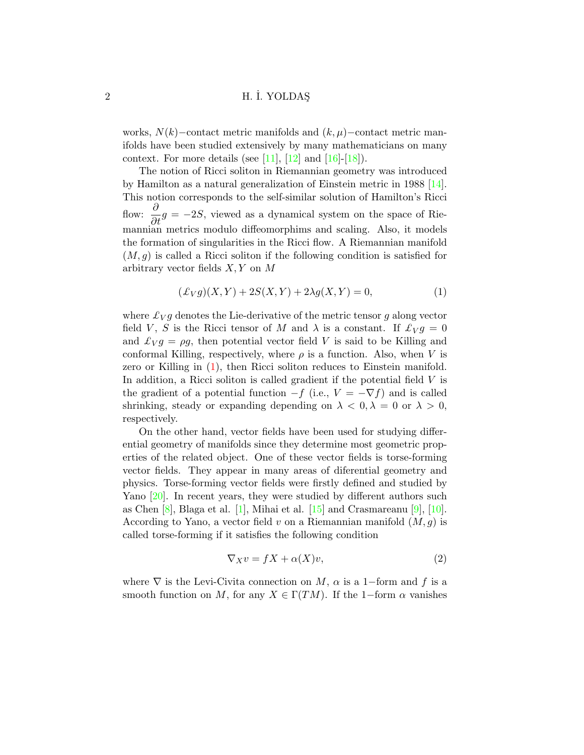works, $N(k)-$contact metric manifolds and $(k,\mu)-$contact metric manifolds have been studied extensively by many mathematicians on many context. For more details (see [11], [12] and [16]-[18]).

The notion of Ricci soliton in Riemannian geometry was introduced by Hamilton as a natural generalization of Einstein metric in 1988 [14]. This notion corresponds to the self-similar solution of Hamilton's Ricci flow: $\dfrac{\partial}{\partial t}g = -2S$, viewed as a dynamical system on the space of Riemannian metrics modulo diffeomorphims and scaling. Also, it models the formation of singularities in the Ricci flow. A Riemannian manifold $(M, g)$ is called a Ricci soliton if the following condition is satisfied for arbitrary vector fields $X, Y$ on $M$

$$(\pounds_V g)(X,Y) + 2S(X,Y) + 2\lambda g(X,Y) = 0, \tag{1}$$

where $\pounds_V g$ denotes the Lie-derivative of the metric tensor $g$ along vector field $V$, $S$ is the Ricci tensor of $M$ and $\lambda$ is a constant. If $\pounds_V g = 0$ and $\pounds_V g = \rho g$, then potential vector field $V$ is said to be Killing and conformal Killing, respectively, where $\rho$ is a function. Also, when $V$ is zero or Killing in (1), then Ricci soliton reduces to Einstein manifold. In addition, a Ricci soliton is called gradient if the potential field $V$ is the gradient of a potential function $-f$ (i.e., $V = -\nabla f$) and is called shrinking, steady or expanding depending on $\lambda < 0, \lambda = 0$ or $\lambda > 0$, respectively.

On the other hand, vector fields have been used for studying differential geometry of manifolds since they determine most geometric properties of the related object. One of these vector fields is torse-forming vector fields. They appear in many areas of diferential geometry and physics. Torse-forming vector fields were firstly defined and studied by Yano [20]. In recent years, they were studied by different authors such as Chen [8], Blaga et al. [1], Mihai et al. [15] and Crasmareanu [9], [10]. According to Yano, a vector field $v$ on a Riemannian manifold $(M, g)$ is called torse-forming if it satisfies the following condition

$$\nabla_X v = fX + \alpha(X)v, \tag{2}$$

where $\nabla$ is the Levi-Civita connection on $M$, $\alpha$ is a $1-$form and $f$ is a smooth function on $M$, for any $X \in \Gamma(TM)$. If the $1-$form $\alpha$ vanishes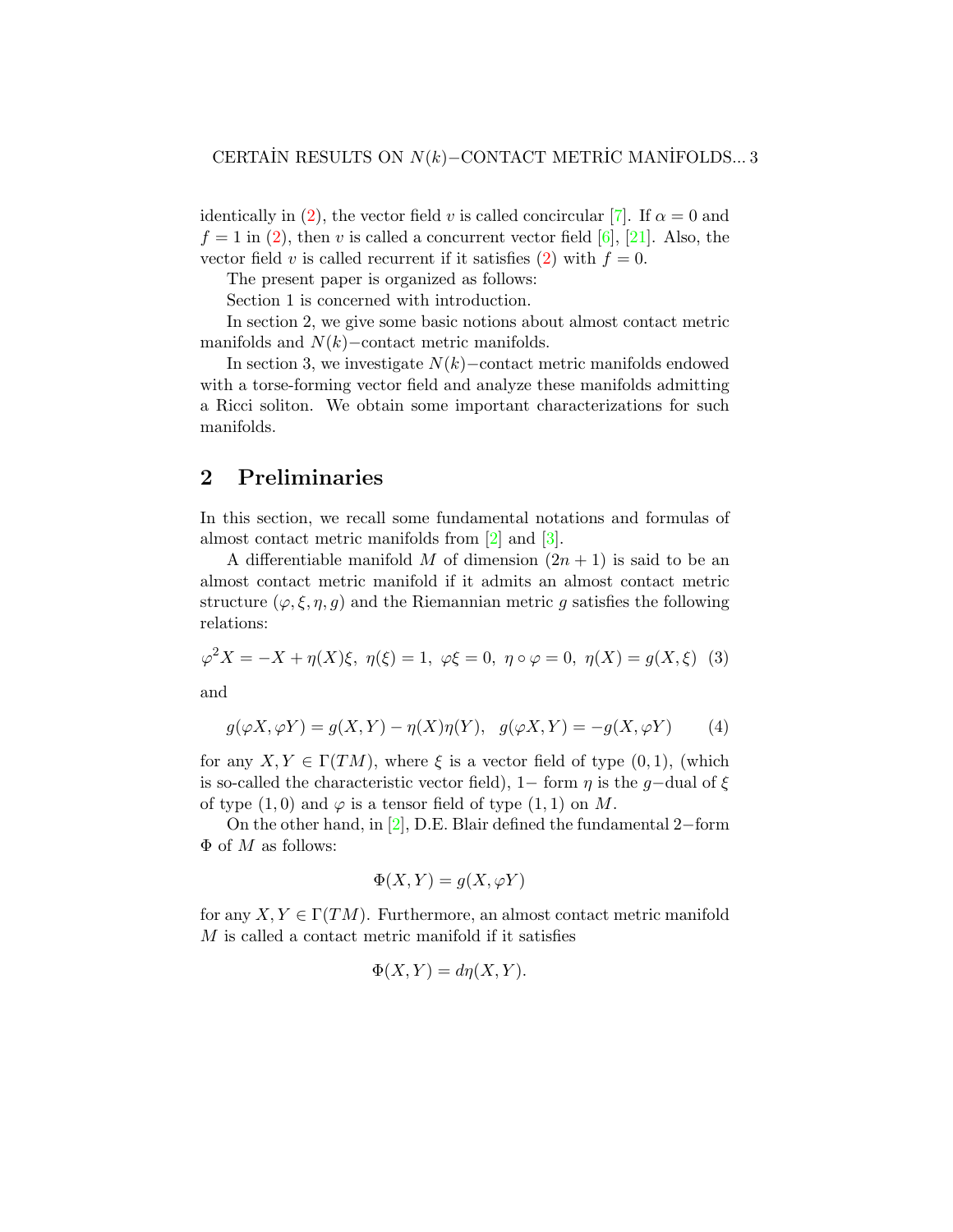identically in (2), the vector field $v$ is called concircular [7]. If $\alpha = 0$ and $f = 1$ in (2), then $v$ is called a concurrent vector field [6], [21]. Also, the vector field $v$ is called recurrent if it satisfies (2) with $f = 0$.

The present paper is organized as follows:

Section 1 is concerned with introduction.

In section 2, we give some basic notions about almost contact metric manifolds and $N(k)-$contact metric manifolds.

In section 3, we investigate $N(k)-$contact metric manifolds endowed with a torse-forming vector field and analyze these manifolds admitting a Ricci soliton. We obtain some important characterizations for such manifolds.

## 2 Preliminaries

In this section, we recall some fundamental notations and formulas of almost contact metric manifolds from [2] and [3].

A differentiable manifold $M$ of dimension $(2n+1)$ is said to be an almost contact metric manifold if it admits an almost contact metric structure $(\varphi, \xi, \eta, g)$ and the Riemannian metric $g$ satisfies the following relations:

$$\varphi^2 X = -X + \eta(X)\xi,\ \eta(\xi) = 1,\ \varphi\xi = 0,\ \eta \circ \varphi = 0,\ \eta(X) = g(X, \xi) \quad (3)$$

and

$$g(\varphi X, \varphi Y) = g(X, Y) - \eta(X)\eta(Y), \quad g(\varphi X, Y) = -g(X, \varphi Y) \qquad (4)$$

for any $X, Y \in \Gamma(TM)$, where $\xi$ is a vector field of type $(0,1)$, (which is so-called the characteristic vector field), $1-$ form $\eta$ is the $g-$dual of $\xi$ of type $(1,0)$ and $\varphi$ is a tensor field of type $(1,1)$ on $M$.

On the other hand, in [2], D.E. Blair defined the fundamental $2-$form $\Phi$ of $M$ as follows:

$$\Phi(X, Y) = g(X, \varphi Y)$$

for any $X, Y \in \Gamma(TM)$. Furthermore, an almost contact metric manifold $M$ is called a contact metric manifold if it satisfies

$$\Phi(X, Y) = d\eta(X, Y).$$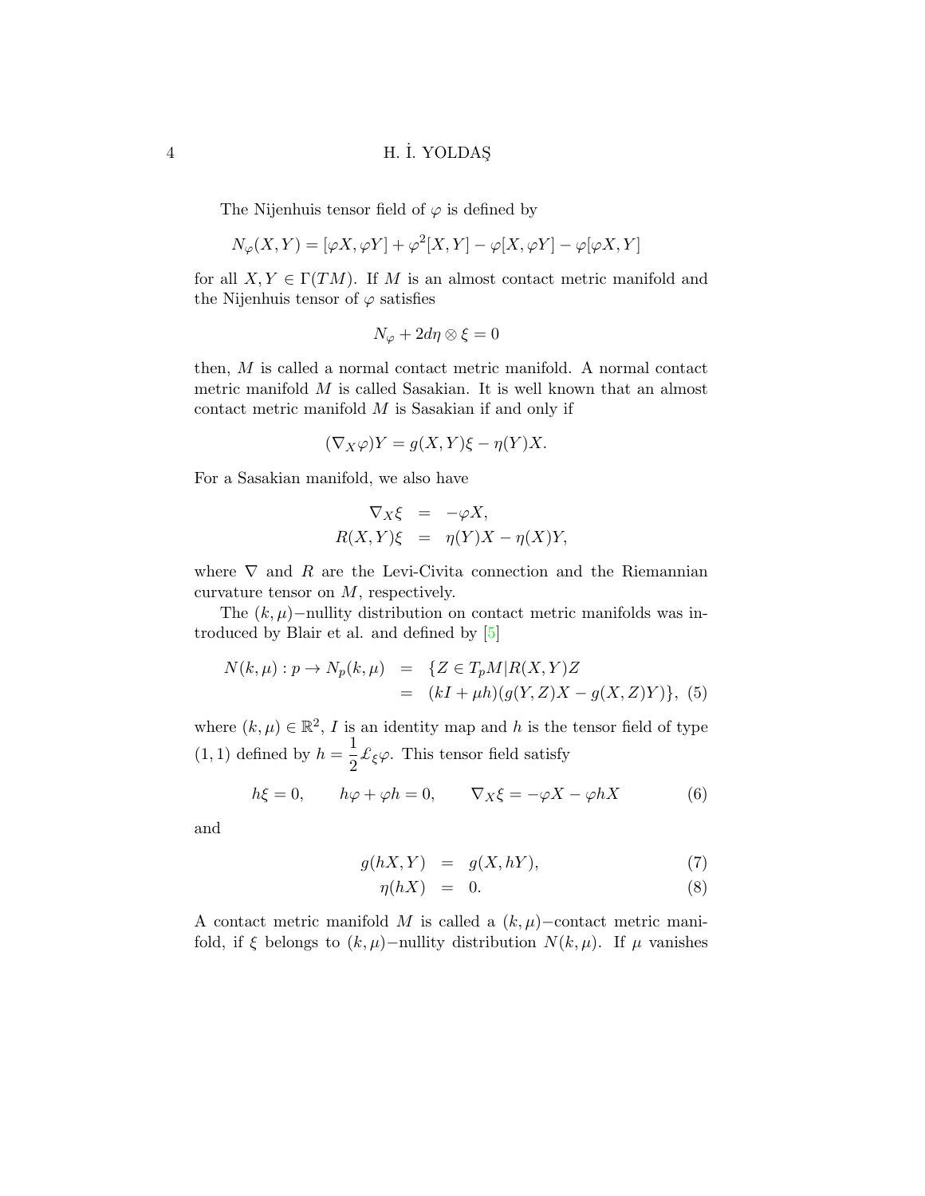The Nijenhuis tensor field of $\varphi$ is defined by

$$N_\varphi(X, Y) = [\varphi X, \varphi Y] + \varphi^2[X, Y] - \varphi[X, \varphi Y] - \varphi[\varphi X, Y]$$

for all $X, Y \in \Gamma(TM)$. If $M$ is an almost contact metric manifold and the Nijenhuis tensor of $\varphi$ satisfies

$$N_\varphi + 2d\eta \otimes \xi = 0$$

then, $M$ is called a normal contact metric manifold. A normal contact metric manifold $M$ is called Sasakian. It is well known that an almost contact metric manifold $M$ is Sasakian if and only if

$$(\nabla_X \varphi)Y = g(X, Y)\xi - \eta(Y)X.$$

For a Sasakian manifold, we also have

$$\begin{aligned} \nabla_X \xi &= -\varphi X, \\ R(X, Y)\xi &= \eta(Y)X - \eta(X)Y, \end{aligned}$$

where $\nabla$ and $R$ are the Levi-Civita connection and the Riemannian curvature tensor on $M$, respectively.

The $(k, \mu)-$nullity distribution on contact metric manifolds was introduced by Blair et al. and defined by [5]

$$\begin{aligned} N(k, \mu) : p \to N_p(k, \mu) &= \{Z \in T_pM | R(X, Y)Z \\ &= (kI + \mu h)(g(Y, Z)X - g(X, Z)Y)\}, \quad (5) \end{aligned}$$

where $(k, \mu) \in \mathbb{R}^2$, $I$ is an identity map and $h$ is the tensor field of type $(1, 1)$ defined by $h = \dfrac{1}{2}\pounds_\xi \varphi$. This tensor field satisfy

$$h\xi = 0, \qquad h\varphi + \varphi h = 0, \qquad \nabla_X \xi = -\varphi X - \varphi h X \tag{6}$$

and

$$g(hX, Y) = g(X, hY), \tag{7}$$

$$\eta(hX) = 0. \tag{8}$$

A contact metric manifold $M$ is called a $(k, \mu)-$contact metric manifold, if $\xi$ belongs to $(k, \mu)-$nullity distribution $N(k, \mu)$. If $\mu$ vanishes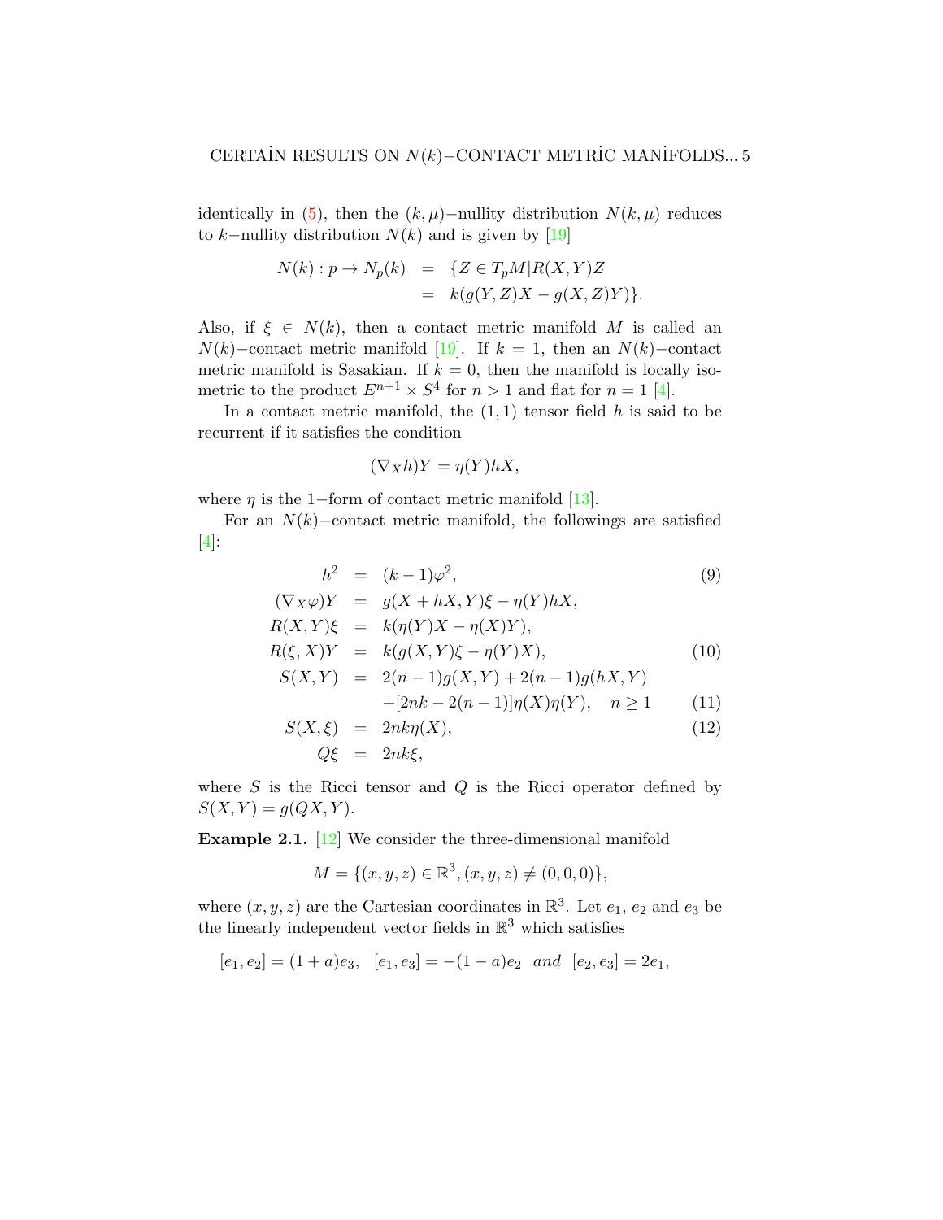identically in (5), then the $(k,\mu)-$nullity distribution $N(k,\mu)$ reduces to $k-$nullity distribution $N(k)$ and is given by [19]

$$\begin{aligned} N(k): p \rightarrow N_p(k) &= \{Z \in T_pM | R(X,Y)Z \\ &= k(g(Y,Z)X - g(X,Z)Y)\}. \end{aligned}$$

Also, if $\xi \in N(k)$, then a contact metric manifold $M$ is called an $N(k)-$contact metric manifold [19]. If $k = 1$, then an $N(k)-$contact metric manifold is Sasakian. If $k = 0$, then the manifold is locally isometric to the product $E^{n+1} \times S^4$ for $n > 1$ and flat for $n = 1$ [4].

In a contact metric manifold, the $(1,1)$ tensor field $h$ is said to be recurrent if it satisfies the condition

$$(\nabla_X h)Y = \eta(Y)hX,$$

where $\eta$ is the $1-$form of contact metric manifold [13].

For an $N(k)-$contact metric manifold, the followings are satisfied [4]:

$$\begin{aligned} h^2 &= (k-1)\varphi^2, & (9) \\ (\nabla_X \varphi)Y &= g(X + hX, Y)\xi - \eta(Y)hX, & \\ R(X,Y)\xi &= k(\eta(Y)X - \eta(X)Y), & \\ R(\xi, X)Y &= k(g(X,Y)\xi - \eta(Y)X), & (10) \\ S(X,Y) &= 2(n-1)g(X,Y) + 2(n-1)g(hX,Y) & \\ &\quad +[2nk - 2(n-1)]\eta(X)\eta(Y), \quad n \geq 1 & (11) \\ S(X,\xi) &= 2nk\eta(X), & (12) \\ Q\xi &= 2nk\xi, & \end{aligned}$$

where $S$ is the Ricci tensor and $Q$ is the Ricci operator defined by $S(X,Y) = g(QX,Y)$.

**Example 2.1.** [12] We consider the three-dimensional manifold

$$M = \{(x,y,z) \in \mathbb{R}^3, (x,y,z) \neq (0,0,0)\},$$

where $(x,y,z)$ are the Cartesian coordinates in $\mathbb{R}^3$. Let $e_1$, $e_2$ and $e_3$ be the linearly independent vector fields in $\mathbb{R}^3$ which satisfies

$$[e_1, e_2] = (1+a)e_3, \quad [e_1, e_3] = -(1-a)e_2 \quad \textit{and} \quad [e_2, e_3] = 2e_1,$$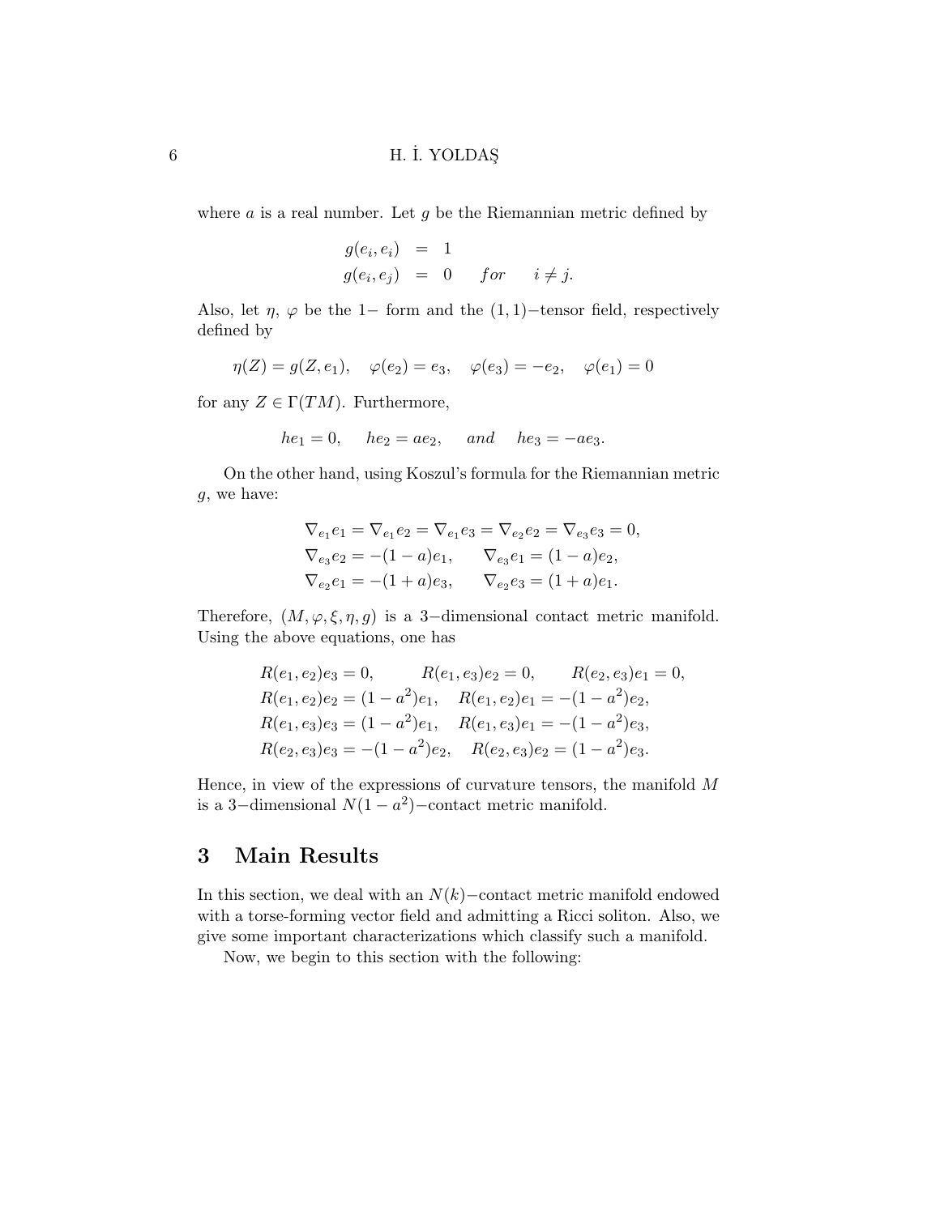where $a$ is a real number. Let $g$ be the Riemannian metric defined by

$$
\begin{aligned}
g(e_i, e_i) &= 1 \\
g(e_i, e_j) &= 0 \quad for \quad i \neq j.
\end{aligned}
$$

Also, let $\eta$, $\varphi$ be the 1− form and the $(1,1)-$tensor field, respectively defined by

$$
\eta(Z) = g(Z, e_1), \quad \varphi(e_2) = e_3, \quad \varphi(e_3) = -e_2, \quad \varphi(e_1) = 0
$$

for any $Z \in \Gamma(TM)$. Furthermore,

$$
he_1 = 0, \quad he_2 = ae_2, \quad and \quad he_3 = -ae_3.
$$

On the other hand, using Koszul's formula for the Riemannian metric $g$, we have:

$$
\begin{aligned}
&\nabla_{e_1} e_1 = \nabla_{e_1} e_2 = \nabla_{e_1} e_3 = \nabla_{e_2} e_2 = \nabla_{e_3} e_3 = 0, \\
&\nabla_{e_3} e_2 = -(1-a)e_1, \quad \nabla_{e_3} e_1 = (1-a)e_2, \\
&\nabla_{e_2} e_1 = -(1+a)e_3, \quad \nabla_{e_2} e_3 = (1+a)e_1.
\end{aligned}
$$

Therefore, $(M, \varphi, \xi, \eta, g)$ is a 3−dimensional contact metric manifold. Using the above equations, one has

$$
\begin{aligned}
&R(e_1, e_2)e_3 = 0, \qquad R(e_1, e_3)e_2 = 0, \qquad R(e_2, e_3)e_1 = 0, \\
&R(e_1, e_2)e_2 = (1-a^2)e_1, \quad R(e_1, e_2)e_1 = -(1-a^2)e_2, \\
&R(e_1, e_3)e_3 = (1-a^2)e_1, \quad R(e_1, e_3)e_1 = -(1-a^2)e_3, \\
&R(e_2, e_3)e_3 = -(1-a^2)e_2, \quad R(e_2, e_3)e_2 = (1-a^2)e_3.
\end{aligned}
$$

Hence, in view of the expressions of curvature tensors, the manifold $M$ is a 3−dimensional $N(1-a^2)-$contact metric manifold.

## 3 Main Results

In this section, we deal with an $N(k)-$contact metric manifold endowed with a torse-forming vector field and admitting a Ricci soliton. Also, we give some important characterizations which classify such a manifold.

Now, we begin to this section with the following: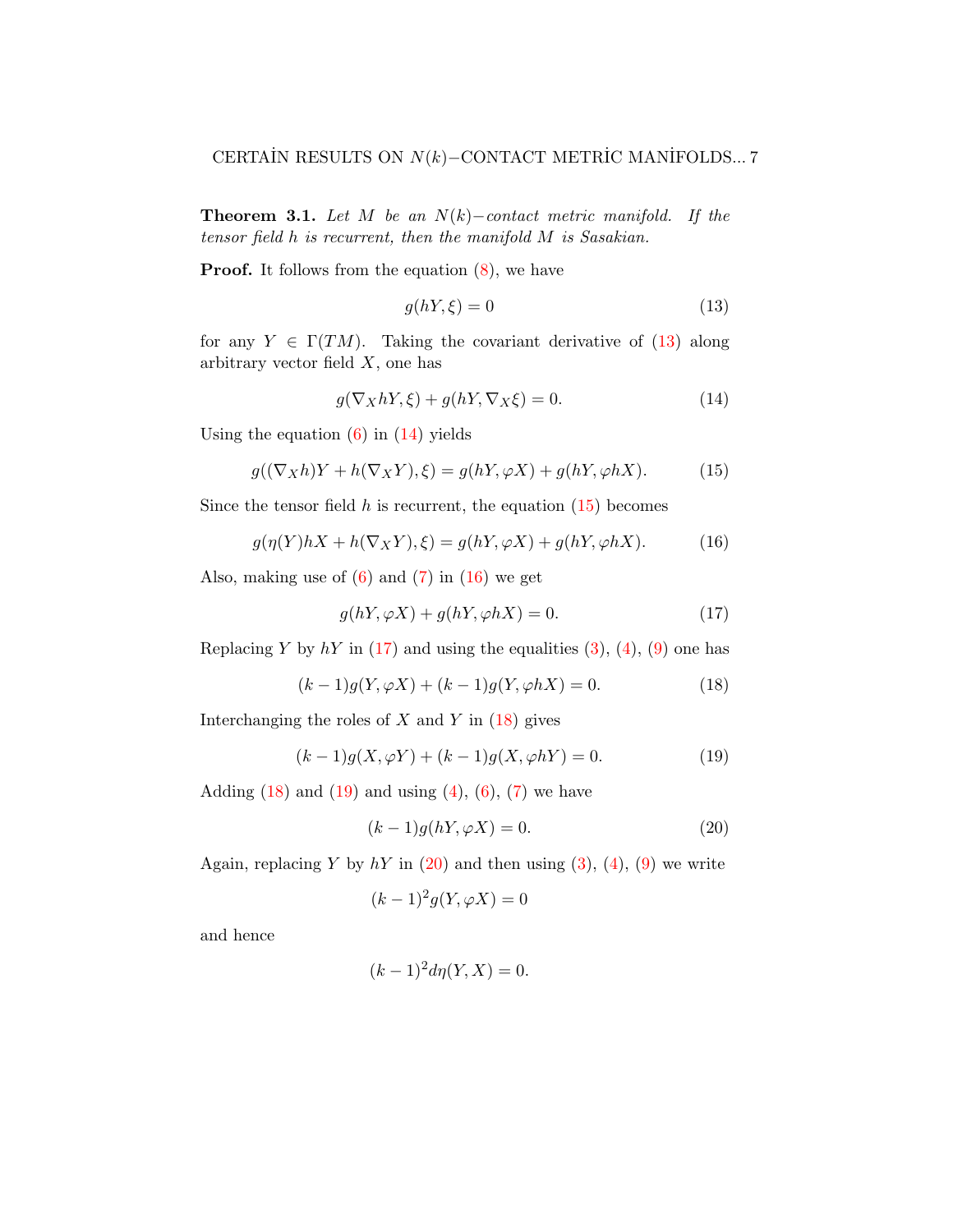**Theorem 3.1.** *Let $M$ be an $N(k)-$contact metric manifold. If the tensor field $h$ is recurrent, then the manifold $M$ is Sasakian.*

**Proof.** It follows from the equation (8), we have

$$g(hY, \xi) = 0 \tag{13}$$

for any $Y \in \Gamma(TM)$. Taking the covariant derivative of (13) along arbitrary vector field $X$, one has

$$g(\nabla_X hY, \xi) + g(hY, \nabla_X \xi) = 0. \tag{14}$$

Using the equation (6) in (14) yields

$$g((\nabla_X h)Y + h(\nabla_X Y), \xi) = g(hY, \varphi X) + g(hY, \varphi hX). \tag{15}$$

Since the tensor field $h$ is recurrent, the equation (15) becomes

$$g(\eta(Y)hX + h(\nabla_X Y), \xi) = g(hY, \varphi X) + g(hY, \varphi hX). \tag{16}$$

Also, making use of (6) and (7) in (16) we get

$$g(hY, \varphi X) + g(hY, \varphi hX) = 0. \tag{17}$$

Replacing $Y$ by $hY$ in (17) and using the equalities (3), (4), (9) one has

$$(k-1)g(Y, \varphi X) + (k-1)g(Y, \varphi hX) = 0. \tag{18}$$

Interchanging the roles of $X$ and $Y$ in (18) gives

$$(k-1)g(X, \varphi Y) + (k-1)g(X, \varphi hY) = 0. \tag{19}$$

Adding (18) and (19) and using (4), (6), (7) we have

$$(k-1)g(hY, \varphi X) = 0. \tag{20}$$

Again, replacing $Y$ by $hY$ in (20) and then using (3), (4), (9) we write

$$(k-1)^2 g(Y, \varphi X) = 0$$

and hence

$$(k-1)^2 d\eta(Y, X) = 0.$$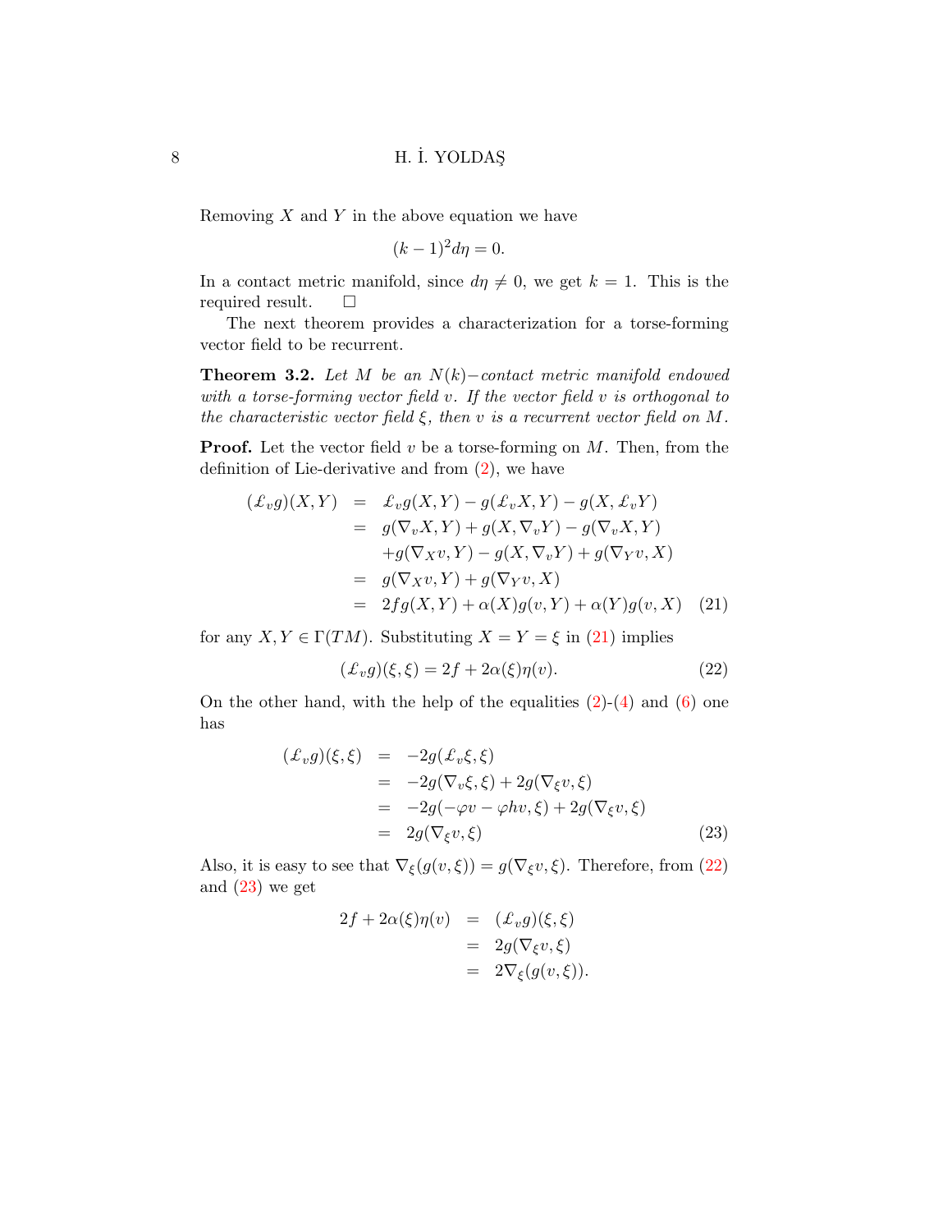Removing $X$ and $Y$ in the above equation we have

$$(k-1)^2 d\eta = 0.$$

In a contact metric manifold, since $d\eta \neq 0$, we get $k = 1$. This is the required result. $\square$

The next theorem provides a characterization for a torse-forming vector field to be recurrent.

**Theorem 3.2.** *Let $M$ be an $N(k)-$contact metric manifold endowed with a torse-forming vector field $v$. If the vector field $v$ is orthogonal to the characteristic vector field $\xi$, then $v$ is a recurrent vector field on $M$.*

**Proof.** Let the vector field $v$ be a torse-forming on $M$. Then, from the definition of Lie-derivative and from (2), we have

$$\begin{aligned}
(\pounds_v g)(X,Y) &= \pounds_v g(X,Y) - g(\pounds_v X, Y) - g(X, \pounds_v Y) \\
&= g(\nabla_v X, Y) + g(X, \nabla_v Y) - g(\nabla_v X, Y) \\
&\quad + g(\nabla_X v, Y) - g(X, \nabla_v Y) + g(\nabla_Y v, X) \\
&= g(\nabla_X v, Y) + g(\nabla_Y v, X) \\
&= 2fg(X,Y) + \alpha(X) g(v,Y) + \alpha(Y) g(v,X) \qquad (21)
\end{aligned}$$

for any $X, Y \in \Gamma(TM)$. Substituting $X = Y = \xi$ in (21) implies

$$(\pounds_v g)(\xi,\xi) = 2f + 2\alpha(\xi)\eta(v). \qquad (22)$$

On the other hand, with the help of the equalities (2)-(4) and (6) one has

$$\begin{aligned}
(\pounds_v g)(\xi,\xi) &= -2g(\pounds_v \xi, \xi) \\
&= -2g(\nabla_v \xi, \xi) + 2g(\nabla_\xi v, \xi) \\
&= -2g(-\varphi v - \varphi h v, \xi) + 2g(\nabla_\xi v, \xi) \\
&= 2g(\nabla_\xi v, \xi) \qquad (23)
\end{aligned}$$

Also, it is easy to see that $\nabla_\xi (g(v,\xi)) = g(\nabla_\xi v, \xi)$. Therefore, from (22) and (23) we get

$$\begin{aligned}
2f + 2\alpha(\xi)\eta(v) &= (\pounds_v g)(\xi,\xi) \\
&= 2g(\nabla_\xi v, \xi) \\
&= 2\nabla_\xi (g(v,\xi)).
\end{aligned}$$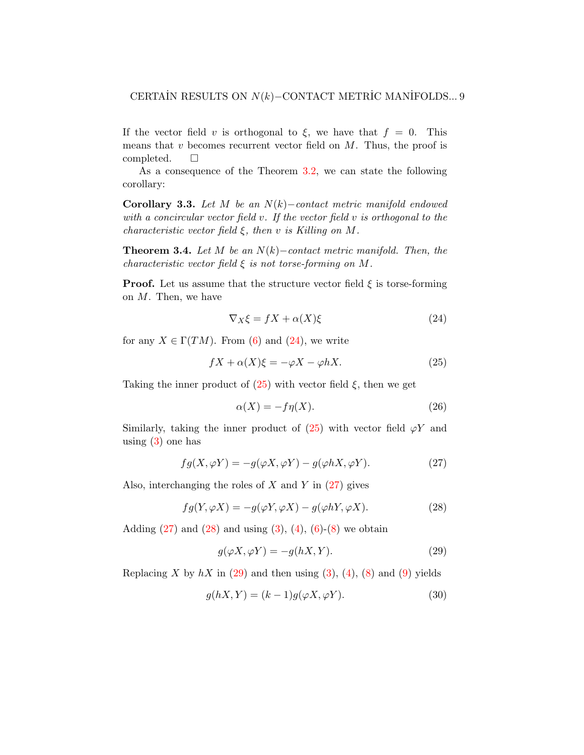If the vector field $v$ is orthogonal to $\xi$, we have that $f = 0$. This means that $v$ becomes recurrent vector field on $M$. Thus, the proof is completed. □

As a consequence of the Theorem 3.2, we can state the following corollary:

**Corollary 3.3.** *Let $M$ be an $N(k)-$contact metric manifold endowed with a concircular vector field $v$. If the vector field $v$ is orthogonal to the characteristic vector field $\xi$, then $v$ is Killing on $M$.*

**Theorem 3.4.** *Let $M$ be an $N(k)-$contact metric manifold. Then, the characteristic vector field $\xi$ is not torse-forming on $M$.*

**Proof.** Let us assume that the structure vector field $\xi$ is torse-forming on $M$. Then, we have

$$\nabla_X \xi = fX + \alpha(X)\xi \tag{24}$$

for any $X \in \Gamma(TM)$. From (6) and (24), we write

$$fX + \alpha(X)\xi = -\varphi X - \varphi hX. \tag{25}$$

Taking the inner product of (25) with vector field $\xi$, then we get

$$\alpha(X) = -f\eta(X). \tag{26}$$

Similarly, taking the inner product of (25) with vector field $\varphi Y$ and using (3) one has

$$fg(X, \varphi Y) = -g(\varphi X, \varphi Y) - g(\varphi hX, \varphi Y). \tag{27}$$

Also, interchanging the roles of $X$ and $Y$ in (27) gives

$$fg(Y, \varphi X) = -g(\varphi Y, \varphi X) - g(\varphi hY, \varphi X). \tag{28}$$

Adding (27) and (28) and using (3), (4), (6)-(8) we obtain

$$g(\varphi X, \varphi Y) = -g(hX, Y). \tag{29}$$

Replacing $X$ by $hX$ in (29) and then using (3), (4), (8) and (9) yields

$$g(hX, Y) = (k-1)g(\varphi X, \varphi Y). \tag{30}$$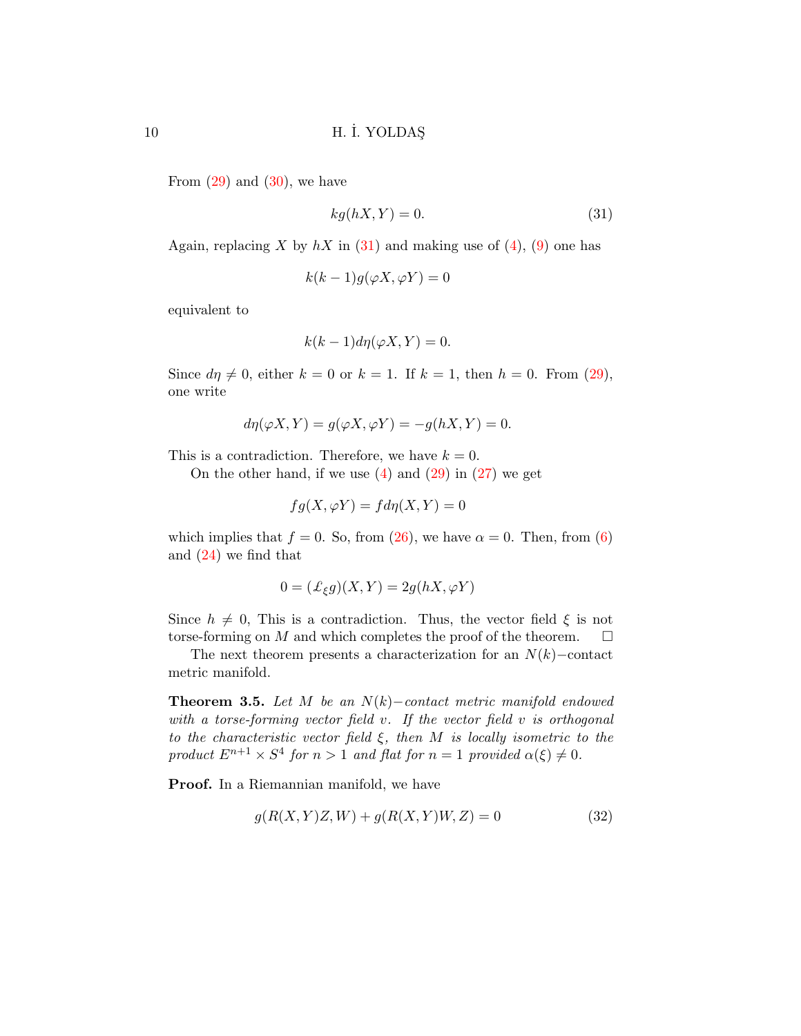From (29) and (30), we have

$$kg(hX, Y) = 0. \tag{31}$$

Again, replacing $X$ by $hX$ in (31) and making use of (4), (9) one has

$$k(k-1)g(\varphi X, \varphi Y) = 0$$

equivalent to

$$k(k-1)d\eta(\varphi X, Y) = 0.$$

Since $d\eta \neq 0$, either $k = 0$ or $k = 1$. If $k = 1$, then $h = 0$. From (29), one write

$$d\eta(\varphi X, Y) = g(\varphi X, \varphi Y) = -g(hX, Y) = 0.$$

This is a contradiction. Therefore, we have $k = 0$.

On the other hand, if we use (4) and (29) in (27) we get

$$fg(X, \varphi Y) = fd\eta(X, Y) = 0$$

which implies that $f = 0$. So, from (26), we have $\alpha = 0$. Then, from (6) and (24) we find that

$$0 = (\pounds_\xi g)(X, Y) = 2g(hX, \varphi Y)$$

Since $h \neq 0$, This is a contradiction. Thus, the vector field $\xi$ is not torse-forming on $M$ and which completes the proof of the theorem. □

The next theorem presents a characterization for an $N(k)-$contact metric manifold.

**Theorem 3.5.** *Let $M$ be an $N(k)-$contact metric manifold endowed with a torse-forming vector field $v$. If the vector field $v$ is orthogonal to the characteristic vector field $\xi$, then $M$ is locally isometric to the product $E^{n+1} \times S^4$ for $n > 1$ and flat for $n = 1$ provided $\alpha(\xi) \neq 0$.*

**Proof.** In a Riemannian manifold, we have

$$g(R(X, Y)Z, W) + g(R(X, Y)W, Z) = 0 \tag{32}$$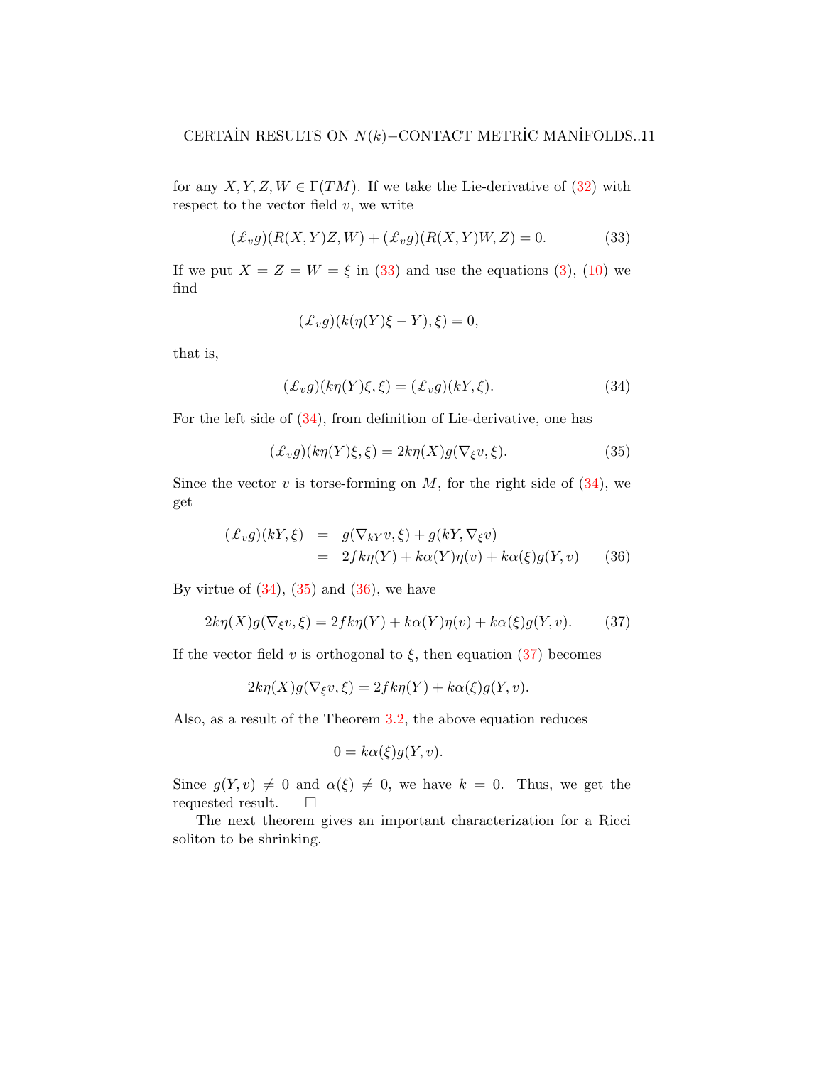for any $X, Y, Z, W \in \Gamma(TM)$. If we take the Lie-derivative of (32) with respect to the vector field $v$, we write

$$(\pounds_v g)(R(X,Y)Z,W) + (\pounds_v g)(R(X,Y)W,Z) = 0. \tag{33}$$

If we put $X = Z = W = \xi$ in (33) and use the equations (3), (10) we find

$$(\pounds_v g)(k(\eta(Y)\xi - Y), \xi) = 0,$$

that is,

$$(\pounds_v g)(k\eta(Y)\xi, \xi) = (\pounds_v g)(kY, \xi). \tag{34}$$

For the left side of (34), from definition of Lie-derivative, one has

$$(\pounds_v g)(k\eta(Y)\xi, \xi) = 2k\eta(X)g(\nabla_\xi v, \xi). \tag{35}$$

Since the vector $v$ is torse-forming on $M$, for the right side of (34), we get

$$\begin{aligned}(\pounds_v g)(kY, \xi) &= g(\nabla_{kY} v, \xi) + g(kY, \nabla_\xi v) \\ &= 2fk\eta(Y) + k\alpha(Y)\eta(v) + k\alpha(\xi)g(Y,v)\end{aligned} \tag{36}$$

By virtue of (34), (35) and (36), we have

$$2k\eta(X)g(\nabla_\xi v, \xi) = 2fk\eta(Y) + k\alpha(Y)\eta(v) + k\alpha(\xi)g(Y,v). \tag{37}$$

If the vector field $v$ is orthogonal to $\xi$, then equation (37) becomes

$$2k\eta(X)g(\nabla_\xi v, \xi) = 2fk\eta(Y) + k\alpha(\xi)g(Y,v).$$

Also, as a result of the Theorem 3.2, the above equation reduces

$$0 = k\alpha(\xi)g(Y,v).$$

Since $g(Y,v) \neq 0$ and $\alpha(\xi) \neq 0$, we have $k = 0$. Thus, we get the requested result. □

The next theorem gives an important characterization for a Ricci soliton to be shrinking.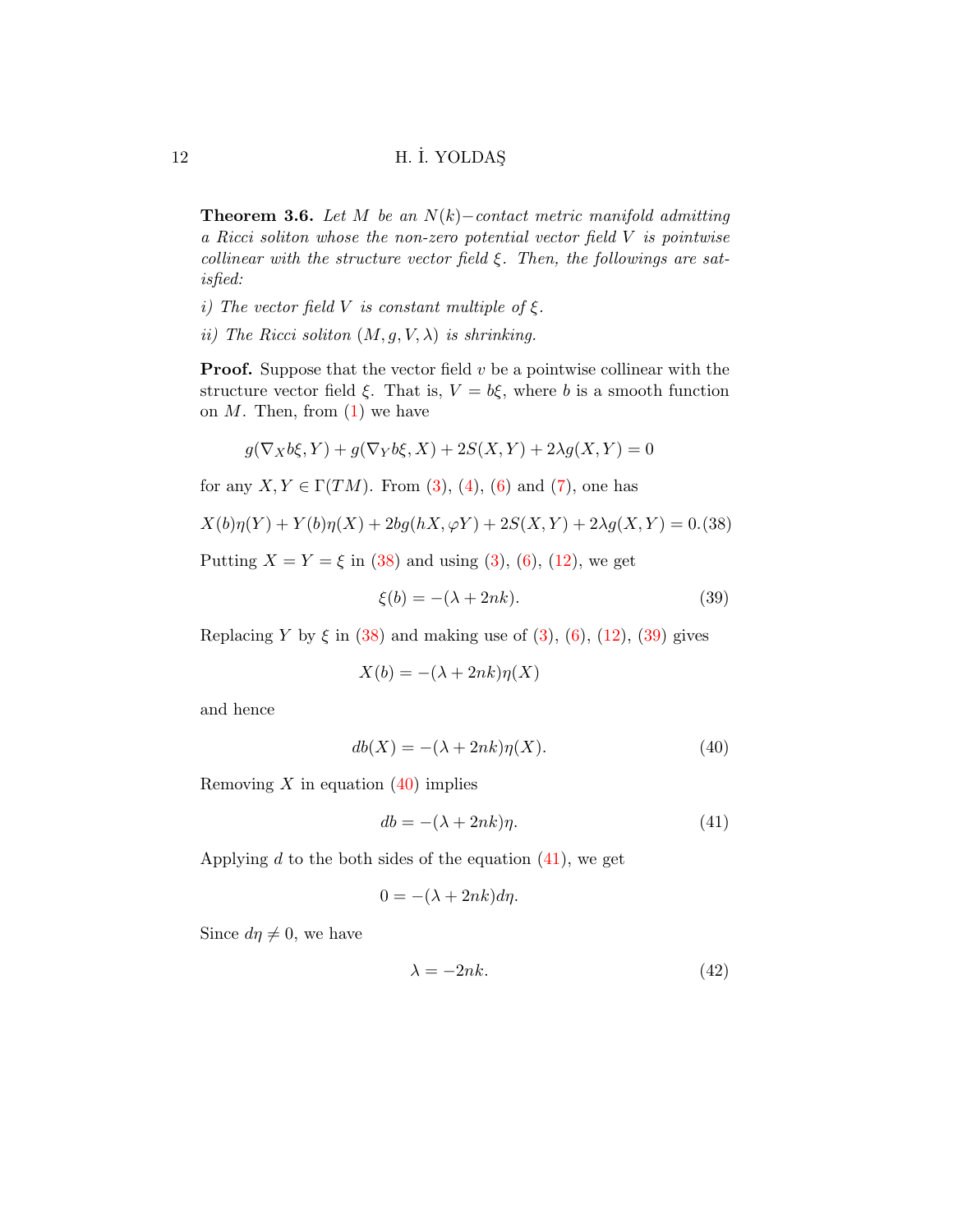**Theorem 3.6.** *Let $M$ be an $N(k)-$contact metric manifold admitting a Ricci soliton whose the non-zero potential vector field $V$ is pointwise collinear with the structure vector field $\xi$. Then, the followings are satisfied:*

*i) The vector field $V$ is constant multiple of $\xi$.*

*ii) The Ricci soliton $(M, g, V, \lambda)$ is shrinking.*

**Proof.** Suppose that the vector field $v$ be a pointwise collinear with the structure vector field $\xi$. That is, $V = b\xi$, where $b$ is a smooth function on $M$. Then, from (1) we have

$$g(\nabla_X b\xi, Y) + g(\nabla_Y b\xi, X) + 2S(X,Y) + 2\lambda g(X,Y) = 0$$

for any $X, Y \in \Gamma(TM)$. From (3), (4), (6) and (7), one has

$$X(b)\eta(Y) + Y(b)\eta(X) + 2bg(hX, \varphi Y) + 2S(X,Y) + 2\lambda g(X,Y) = 0. \tag{38}$$

Putting $X = Y = \xi$ in (38) and using (3), (6), (12), we get

$$\xi(b) = -(\lambda + 2nk). \tag{39}$$

Replacing $Y$ by $\xi$ in (38) and making use of (3), (6), (12), (39) gives

$$X(b) = -(\lambda + 2nk)\eta(X)$$

and hence

$$db(X) = -(\lambda + 2nk)\eta(X). \tag{40}$$

Removing $X$ in equation (40) implies

$$db = -(\lambda + 2nk)\eta. \tag{41}$$

Applying $d$ to the both sides of the equation (41), we get

$$0 = -(\lambda + 2nk)d\eta.$$

Since $d\eta \neq 0$, we have

$$\lambda = -2nk. \tag{42}$$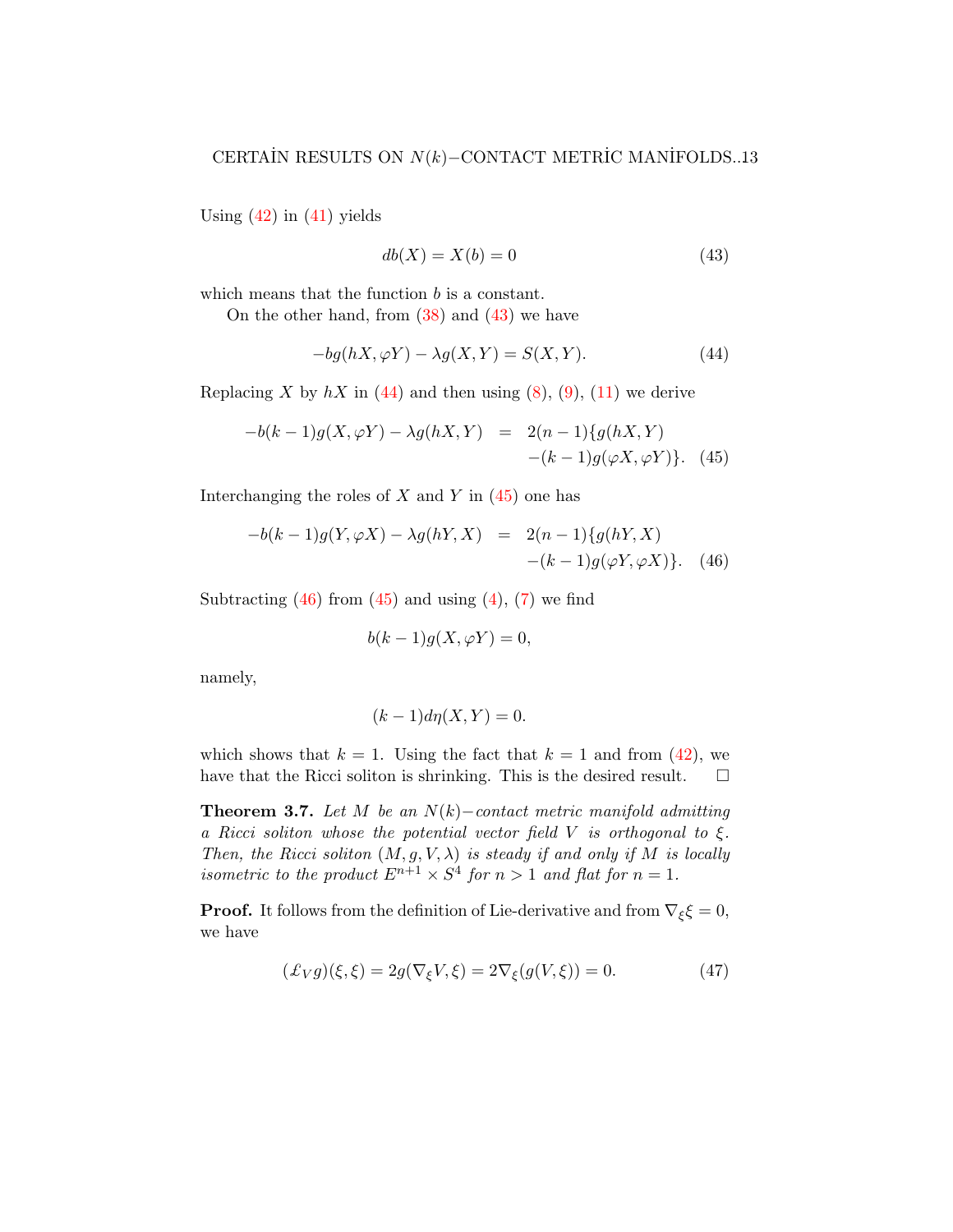Using (42) in (41) yields

$$db(X) = X(b) = 0 \tag{43}$$

which means that the function $b$ is a constant.

On the other hand, from (38) and (43) we have

$$-bg(hX, \varphi Y) - \lambda g(X, Y) = S(X, Y). \tag{44}$$

Replacing $X$ by $hX$ in (44) and then using (8), (9), (11) we derive

$$\begin{aligned} -b(k-1)g(X, \varphi Y) - \lambda g(hX, Y) &= 2(n-1)\{g(hX, Y) \\ &\quad -(k-1)g(\varphi X, \varphi Y)\}. \end{aligned} \tag{45}$$

Interchanging the roles of $X$ and $Y$ in (45) one has

$$\begin{aligned} -b(k-1)g(Y, \varphi X) - \lambda g(hY, X) &= 2(n-1)\{g(hY, X) \\ &\quad -(k-1)g(\varphi Y, \varphi X)\}. \end{aligned} \tag{46}$$

Subtracting (46) from (45) and using (4), (7) we find

$$b(k-1)g(X, \varphi Y) = 0,$$

namely,

$$(k-1)d\eta(X, Y) = 0.$$

which shows that $k = 1$. Using the fact that $k = 1$ and from (42), we have that the Ricci soliton is shrinking. This is the desired result. □

**Theorem 3.7.** *Let $M$ be an $N(k)-$contact metric manifold admitting a Ricci soliton whose the potential vector field $V$ is orthogonal to $\xi$. Then, the Ricci soliton $(M, g, V, \lambda)$ is steady if and only if $M$ is locally isometric to the product $E^{n+1} \times S^4$ for $n > 1$ and flat for $n = 1$.*

**Proof.** It follows from the definition of Lie-derivative and from $\nabla_\xi \xi = 0$, we have

$$(\pounds_V g)(\xi, \xi) = 2g(\nabla_\xi V, \xi) = 2\nabla_\xi (g(V, \xi)) = 0. \tag{47}$$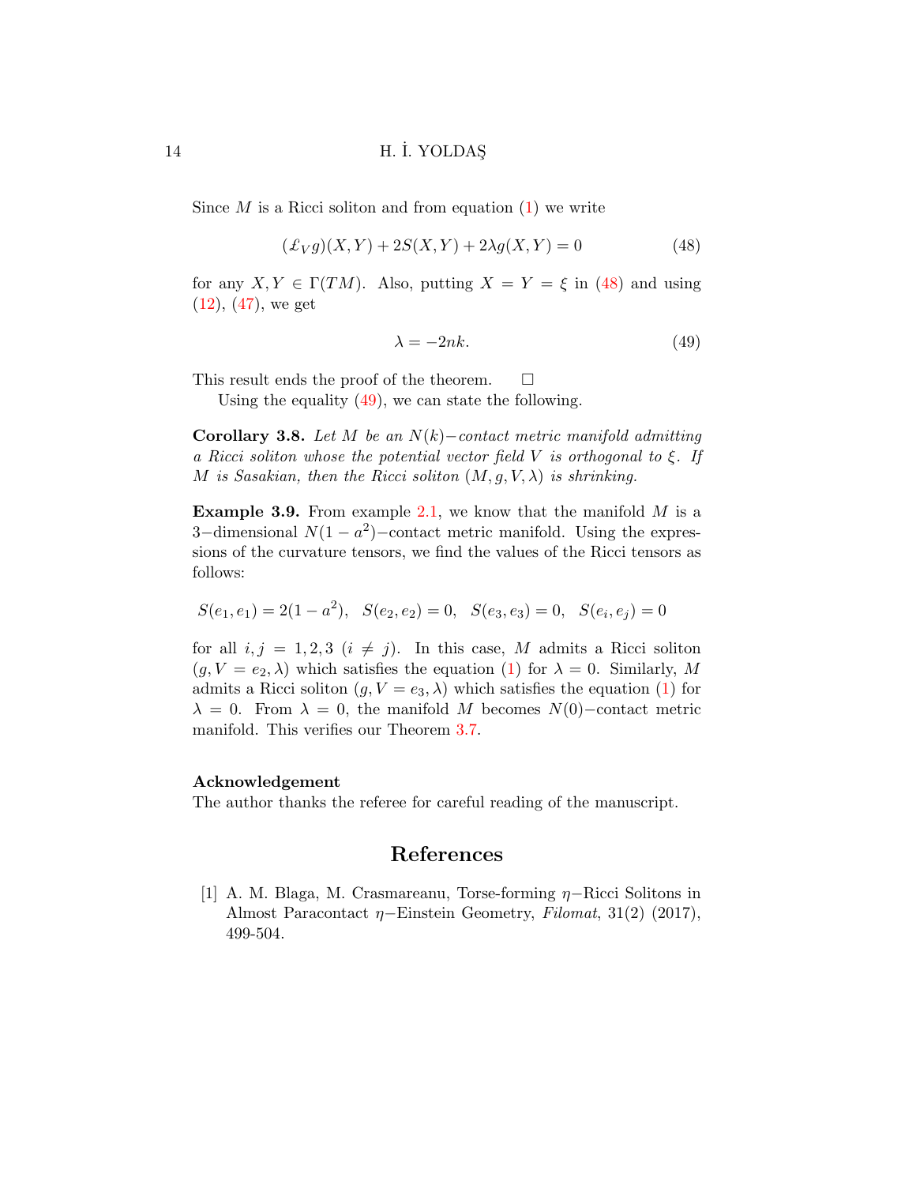Since $M$ is a Ricci soliton and from equation (1) we write

$$(\pounds_V g)(X,Y) + 2S(X,Y) + 2\lambda g(X,Y) = 0 \tag{48}$$

for any $X, Y \in \Gamma(TM)$. Also, putting $X = Y = \xi$ in (48) and using (12), (47), we get

$$\lambda = -2nk. \tag{49}$$

This result ends the proof of the theorem. □

Using the equality (49), we can state the following.

**Corollary 3.8.** *Let $M$ be an $N(k)-$contact metric manifold admitting a Ricci soliton whose the potential vector field $V$ is orthogonal to $\xi$. If $M$ is Sasakian, then the Ricci soliton $(M, g, V, \lambda)$ is shrinking.*

**Example 3.9.** From example 2.1, we know that the manifold $M$ is a $3-$dimensional $N(1-a^2)-$contact metric manifold. Using the expressions of the curvature tensors, we find the values of the Ricci tensors as follows:

$$S(e_1, e_1) = 2(1-a^2), \quad S(e_2, e_2) = 0, \quad S(e_3, e_3) = 0, \quad S(e_i, e_j) = 0$$

for all $i, j = 1, 2, 3$ $(i \neq j)$. In this case, $M$ admits a Ricci soliton $(g, V = e_2, \lambda)$ which satisfies the equation (1) for $\lambda = 0$. Similarly, $M$ admits a Ricci soliton $(g, V = e_3, \lambda)$ which satisfies the equation (1) for $\lambda = 0$. From $\lambda = 0$, the manifold $M$ becomes $N(0)-$contact metric manifold. This verifies our Theorem 3.7.

**Acknowledgement**

The author thanks the referee for careful reading of the manuscript.

## References

[1] A. M. Blaga, M. Crasmareanu, Torse-forming $\eta-$Ricci Solitons in Almost Paracontact $\eta-$Einstein Geometry, *Filomat*, 31(2) (2017), 499-504.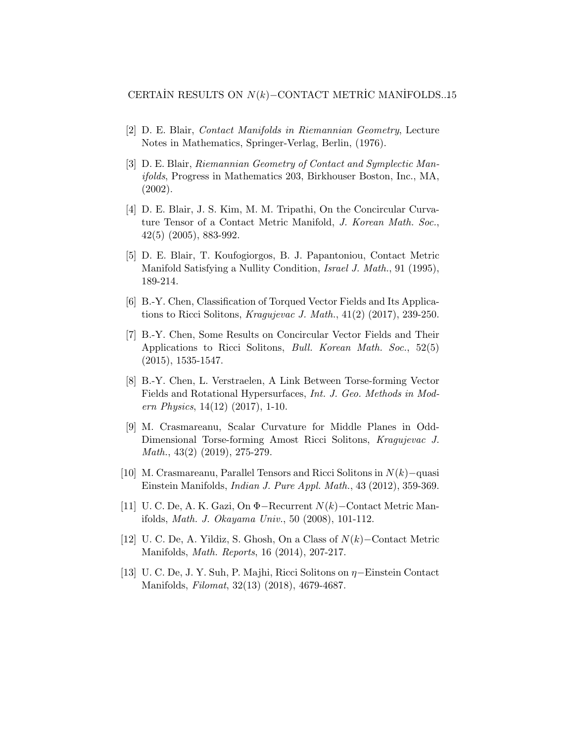[2] D. E. Blair, *Contact Manifolds in Riemannian Geometry*, Lecture Notes in Mathematics, Springer-Verlag, Berlin, (1976).

[3] D. E. Blair, *Riemannian Geometry of Contact and Symplectic Manifolds*, Progress in Mathematics 203, Birkhouser Boston, Inc., MA, (2002).

[4] D. E. Blair, J. S. Kim, M. M. Tripathi, On the Concircular Curvature Tensor of a Contact Metric Manifold, *J. Korean Math. Soc.*, 42(5) (2005), 883-992.

[5] D. E. Blair, T. Koufogiorgos, B. J. Papantoniou, Contact Metric Manifold Satisfying a Nullity Condition, *Israel J. Math.*, 91 (1995), 189-214.

[6] B.-Y. Chen, Classification of Torqued Vector Fields and Its Applications to Ricci Solitons, *Kragujevac J. Math.*, 41(2) (2017), 239-250.

[7] B.-Y. Chen, Some Results on Concircular Vector Fields and Their Applications to Ricci Solitons, *Bull. Korean Math. Soc.*, 52(5) (2015), 1535-1547.

[8] B.-Y. Chen, L. Verstraelen, A Link Between Torse-forming Vector Fields and Rotational Hypersurfaces, *Int. J. Geo. Methods in Modern Physics*, 14(12) (2017), 1-10.

[9] M. Crasmareanu, Scalar Curvature for Middle Planes in Odd-Dimensional Torse-forming Amost Ricci Solitons, *Kragujevac J. Math.*, 43(2) (2019), 275-279.

[10] M. Crasmareanu, Parallel Tensors and Ricci Solitons in $N(k)-$quasi Einstein Manifolds, *Indian J. Pure Appl. Math.*, 43 (2012), 359-369.

[11] U. C. De, A. K. Gazi, On $\Phi-$Recurrent $N(k)-$Contact Metric Manifolds, *Math. J. Okayama Univ.*, 50 (2008), 101-112.

[12] U. C. De, A. Yildiz, S. Ghosh, On a Class of $N(k)-$Contact Metric Manifolds, *Math. Reports*, 16 (2014), 207-217.

[13] U. C. De, J. Y. Suh, P. Majhi, Ricci Solitons on $\eta-$Einstein Contact Manifolds, *Filomat*, 32(13) (2018), 4679-4687.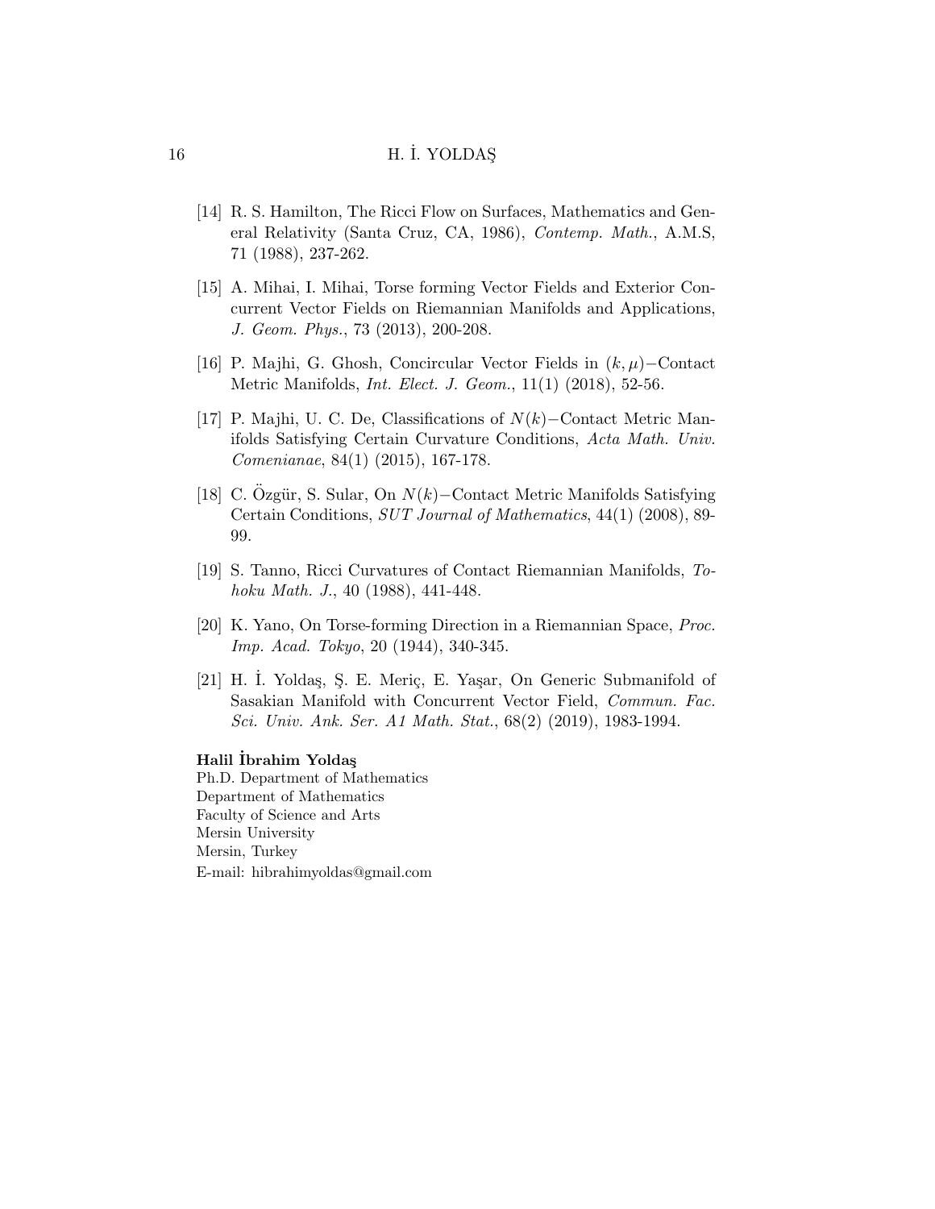[14] R. S. Hamilton, The Ricci Flow on Surfaces, Mathematics and General Relativity (Santa Cruz, CA, 1986), *Contemp. Math.*, A.M.S, 71 (1988), 237-262.

[15] A. Mihai, I. Mihai, Torse forming Vector Fields and Exterior Concurrent Vector Fields on Riemannian Manifolds and Applications, *J. Geom. Phys.*, 73 (2013), 200-208.

[16] P. Majhi, G. Ghosh, Concircular Vector Fields in $(k, \mu)-$Contact Metric Manifolds, *Int. Elect. J. Geom.*, 11(1) (2018), 52-56.

[17] P. Majhi, U. C. De, Classifications of $N(k)-$Contact Metric Manifolds Satisfying Certain Curvature Conditions, *Acta Math. Univ. Comenianae*, 84(1) (2015), 167-178.

[18] C. Özgür, S. Sular, On $N(k)-$Contact Metric Manifolds Satisfying Certain Conditions, *SUT Journal of Mathematics*, 44(1) (2008), 89-99.

[19] S. Tanno, Ricci Curvatures of Contact Riemannian Manifolds, *Tohoku Math. J.*, 40 (1988), 441-448.

[20] K. Yano, On Torse-forming Direction in a Riemannian Space, *Proc. Imp. Acad. Tokyo*, 20 (1944), 340-345.

[21] H. İ. Yoldaş, Ş. E. Meriç, E. Yaşar, On Generic Submanifold of Sasakian Manifold with Concurrent Vector Field, *Commun. Fac. Sci. Univ. Ank. Ser. A1 Math. Stat.*, 68(2) (2019), 1983-1994.

**Halil İbrahim Yoldaş**
Ph.D. Department of Mathematics
Department of Mathematics
Faculty of Science and Arts
Mersin University
Mersin, Turkey
E-mail: hibrahimyoldas@gmail.com